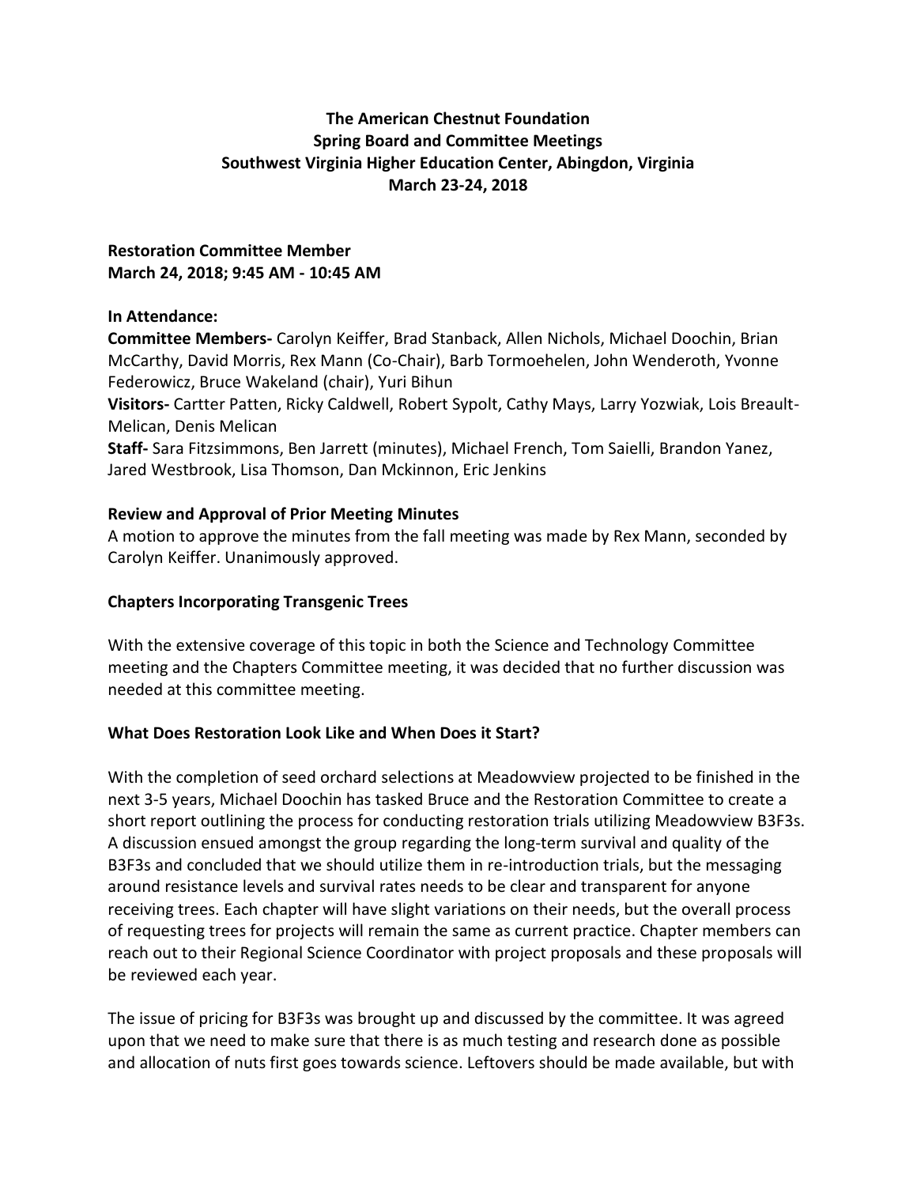**The American Chestnut Foundation**
**Spring Board and Committee Meetings**
**Southwest Virginia Higher Education Center, Abingdon, Virginia**
**March 23-24, 2018**

**Restoration Committee Member**
**March 24, 2018; 9:45 AM - 10:45 AM**

**In Attendance:**
**Committee Members-** Carolyn Keiffer, Brad Stanback, Allen Nichols, Michael Doochin, Brian McCarthy, David Morris, Rex Mann (Co-Chair), Barb Tormoehelen, John Wenderoth, Yvonne Federowicz, Bruce Wakeland (chair), Yuri Bihun
**Visitors-** Cartter Patten, Ricky Caldwell, Robert Sypolt, Cathy Mays, Larry Yozwiak, Lois Breault-Melican, Denis Melican
**Staff-** Sara Fitzsimmons, Ben Jarrett (minutes), Michael French, Tom Saielli, Brandon Yanez, Jared Westbrook, Lisa Thomson, Dan Mckinnon, Eric Jenkins

**Review and Approval of Prior Meeting Minutes**
A motion to approve the minutes from the fall meeting was made by Rex Mann, seconded by Carolyn Keiffer. Unanimously approved.

**Chapters Incorporating Transgenic Trees**

With the extensive coverage of this topic in both the Science and Technology Committee meeting and the Chapters Committee meeting, it was decided that no further discussion was needed at this committee meeting.

**What Does Restoration Look Like and When Does it Start?**

With the completion of seed orchard selections at Meadowview projected to be finished in the next 3-5 years, Michael Doochin has tasked Bruce and the Restoration Committee to create a short report outlining the process for conducting restoration trials utilizing Meadowview B3F3s. A discussion ensued amongst the group regarding the long-term survival and quality of the B3F3s and concluded that we should utilize them in re-introduction trials, but the messaging around resistance levels and survival rates needs to be clear and transparent for anyone receiving trees. Each chapter will have slight variations on their needs, but the overall process of requesting trees for projects will remain the same as current practice. Chapter members can reach out to their Regional Science Coordinator with project proposals and these proposals will be reviewed each year.

The issue of pricing for B3F3s was brought up and discussed by the committee. It was agreed upon that we need to make sure that there is as much testing and research done as possible and allocation of nuts first goes towards science. Leftovers should be made available, but with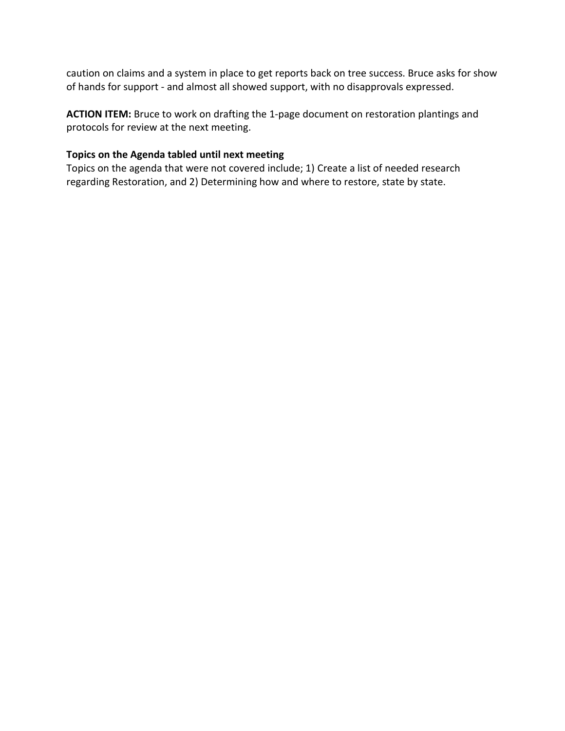caution on claims and a system in place to get reports back on tree success. Bruce asks for show of hands for support - and almost all showed support, with no disapprovals expressed.

**ACTION ITEM:** Bruce to work on drafting the 1-page document on restoration plantings and protocols for review at the next meeting.

**Topics on the Agenda tabled until next meeting**

Topics on the agenda that were not covered include; 1) Create a list of needed research regarding Restoration, and 2) Determining how and where to restore, state by state.